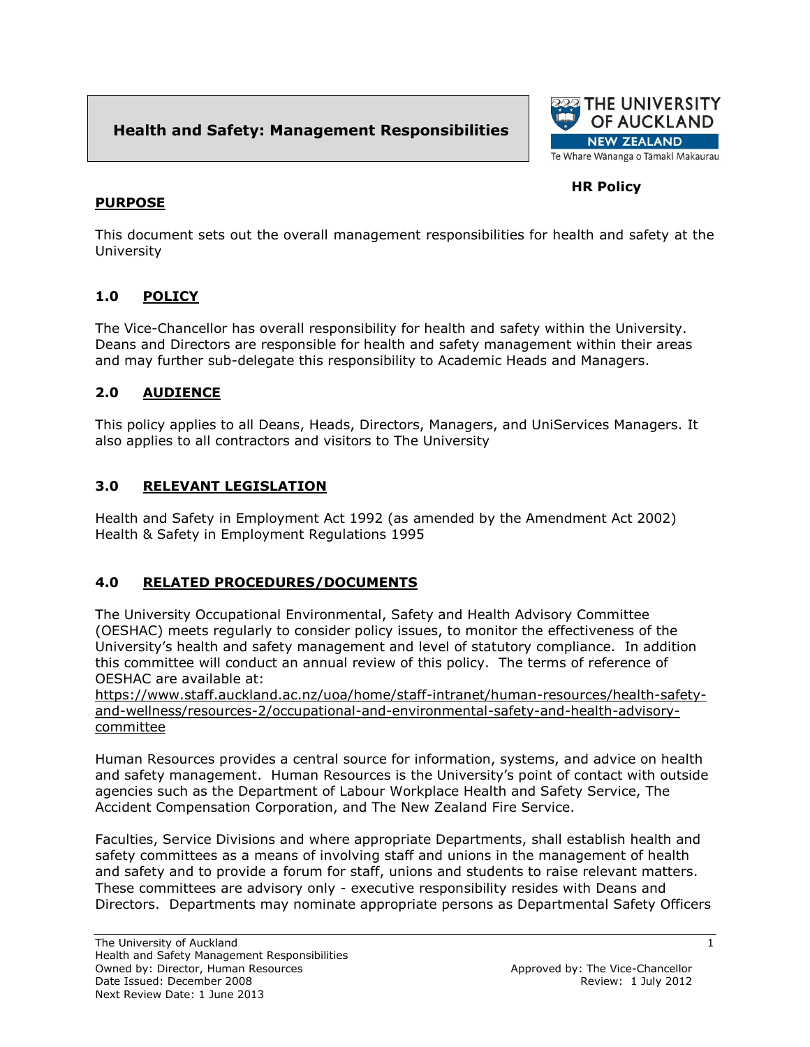# Health and Safety: Management Responsibilities

THE UNIVERSITY OF AUCKLAND
NEW ZEALAND
Te Whare Wānanga o Tāmaki Makaurau

**HR Policy**

## PURPOSE

This document sets out the overall management responsibilities for health and safety at the University

## 1.0 POLICY

The Vice-Chancellor has overall responsibility for health and safety within the University. Deans and Directors are responsible for health and safety management within their areas and may further sub-delegate this responsibility to Academic Heads and Managers.

## 2.0 AUDIENCE

This policy applies to all Deans, Heads, Directors, Managers, and UniServices Managers. It also applies to all contractors and visitors to The University

## 3.0 RELEVANT LEGISLATION

Health and Safety in Employment Act 1992 (as amended by the Amendment Act 2002)
Health & Safety in Employment Regulations 1995

## 4.0 RELATED PROCEDURES/DOCUMENTS

The University Occupational Environmental, Safety and Health Advisory Committee (OESHAC) meets regularly to consider policy issues, to monitor the effectiveness of the University's health and safety management and level of statutory compliance. In addition this committee will conduct an annual review of this policy. The terms of reference of OESHAC are available at:
https://www.staff.auckland.ac.nz/uoa/home/staff-intranet/human-resources/health-safety-and-wellness/resources-2/occupational-and-environmental-safety-and-health-advisory-committee

Human Resources provides a central source for information, systems, and advice on health and safety management. Human Resources is the University's point of contact with outside agencies such as the Department of Labour Workplace Health and Safety Service, The Accident Compensation Corporation, and The New Zealand Fire Service.

Faculties, Service Divisions and where appropriate Departments, shall establish health and safety committees as a means of involving staff and unions in the management of health and safety and to provide a forum for staff, unions and students to raise relevant matters. These committees are advisory only - executive responsibility resides with Deans and Directors. Departments may nominate appropriate persons as Departmental Safety Officers

The University of Auckland
Health and Safety Management Responsibilities
Owned by: Director, Human Resources
Date Issued: December 2008
Next Review Date: 1 June 2013
Approved by: The Vice-Chancellor
Review: 1 July 2012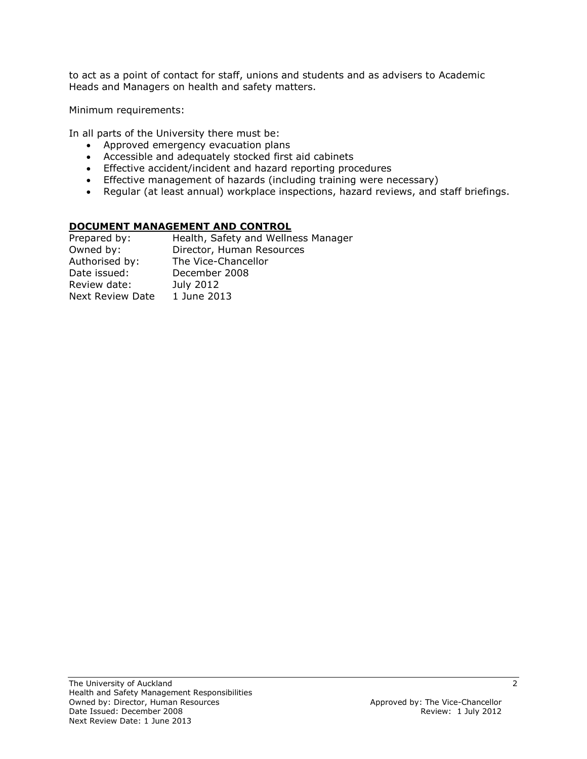to act as a point of contact for staff, unions and students and as advisers to Academic Heads and Managers on health and safety matters.

Minimum requirements:

In all parts of the University there must be:

- Approved emergency evacuation plans
- Accessible and adequately stocked first aid cabinets
- Effective accident/incident and hazard reporting procedures
- Effective management of hazards (including training were necessary)
- Regular (at least annual) workplace inspections, hazard reviews, and staff briefings.

**DOCUMENT MANAGEMENT AND CONTROL**

| | |
|---|---|
| Prepared by: | Health, Safety and Wellness Manager |
| Owned by: | Director, Human Resources |
| Authorised by: | The Vice-Chancellor |
| Date issued: | December 2008 |
| Review date: | July 2012 |
| Next Review Date | 1 June 2013 |